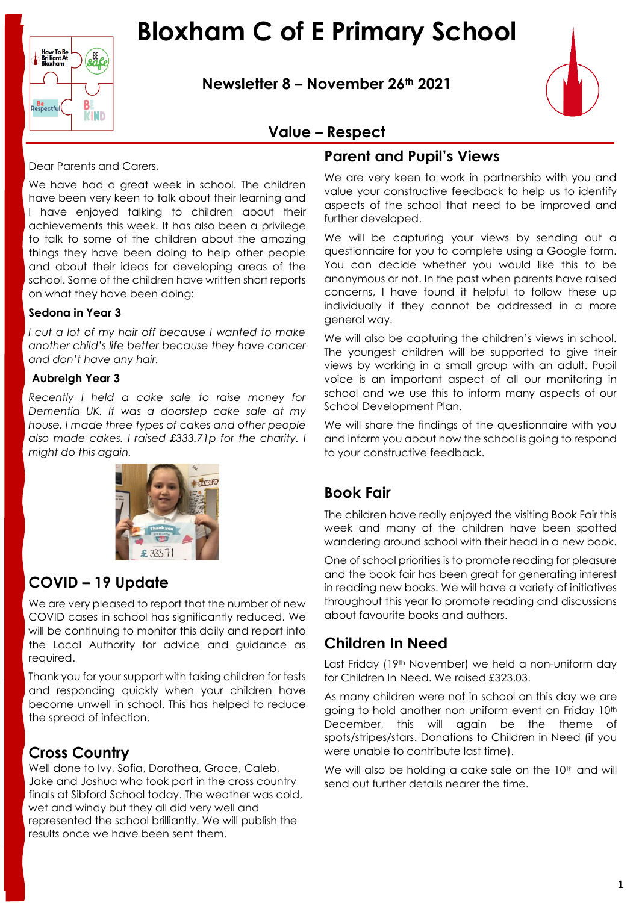# Bloxham C of E Primary School

## Newsletter 8 – November 26th 2021

## Value – Respect

Dear Parents and Carers,

We have had a great week in school. The children have been very keen to talk about their learning and I have enjoyed talking to children about their achievements this week. It has also been a privilege to talk to some of the children about the amazing things they have been doing to help other people and about their ideas for developing areas of the school. Some of the children have written short reports on what they have been doing:

**Sedona in Year 3**

*I cut a lot of my hair off because I wanted to make another child's life better because they have cancer and don't have any hair.*

**Aubreigh Year 3**

*Recently I held a cake sale to raise money for Dementia UK. It was a doorstep cake sale at my house. I made three types of cakes and other people also made cakes. I raised £333.71p for the charity. I might do this again.*

## COVID – 19 Update

We are very pleased to report that the number of new COVID cases in school has significantly reduced. We will be continuing to monitor this daily and report into the Local Authority for advice and guidance as required.

Thank you for your support with taking children for tests and responding quickly when your children have become unwell in school. This has helped to reduce the spread of infection.

## Cross Country

Well done to Ivy, Sofia, Dorothea, Grace, Caleb, Jake and Joshua who took part in the cross country finals at Sibford School today. The weather was cold, wet and windy but they all did very well and represented the school brilliantly. We will publish the results once we have been sent them.

## Parent and Pupil's Views

We are very keen to work in partnership with you and value your constructive feedback to help us to identify aspects of the school that need to be improved and further developed.

We will be capturing your views by sending out a questionnaire for you to complete using a Google form. You can decide whether you would like this to be anonymous or not. In the past when parents have raised concerns, I have found it helpful to follow these up individually if they cannot be addressed in a more general way.

We will also be capturing the children's views in school. The youngest children will be supported to give their views by working in a small group with an adult. Pupil voice is an important aspect of all our monitoring in school and we use this to inform many aspects of our School Development Plan.

We will share the findings of the questionnaire with you and inform you about how the school is going to respond to your constructive feedback.

## Book Fair

The children have really enjoyed the visiting Book Fair this week and many of the children have been spotted wandering around school with their head in a new book.

One of school priorities is to promote reading for pleasure and the book fair has been great for generating interest in reading new books. We will have a variety of initiatives throughout this year to promote reading and discussions about favourite books and authors.

## Children In Need

Last Friday (19th November) we held a non-uniform day for Children In Need. We raised £323.03.

As many children were not in school on this day we are going to hold another non uniform event on Friday 10th December, this will again be the theme of spots/stripes/stars. Donations to Children in Need (if you were unable to contribute last time).

We will also be holding a cake sale on the 10th and will send out further details nearer the time.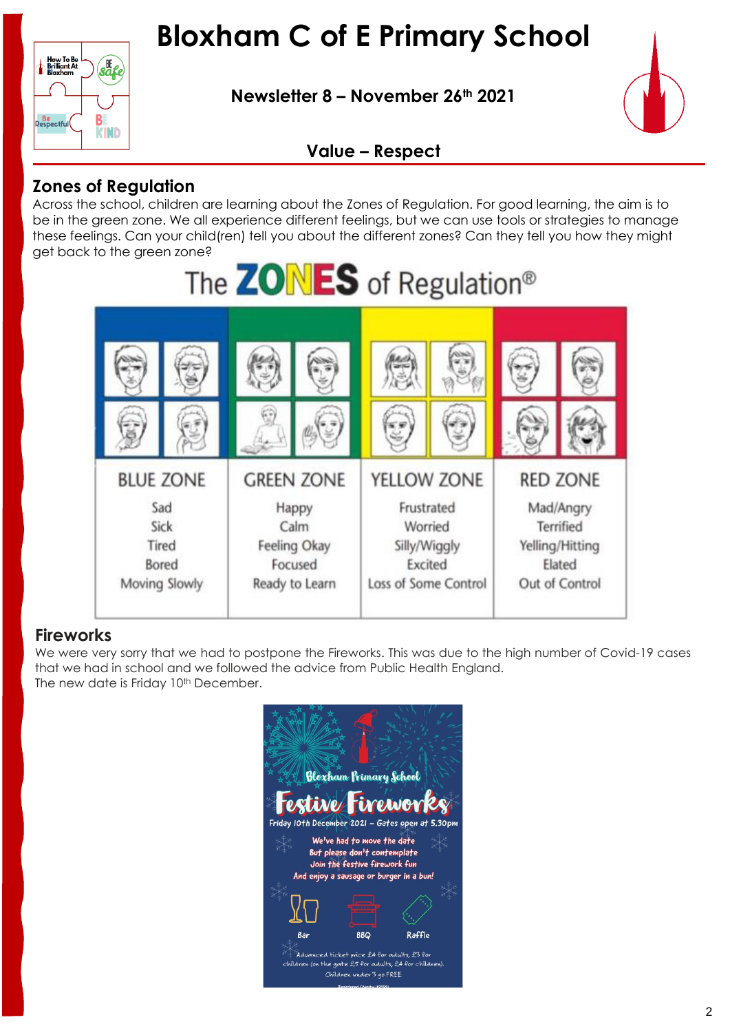# Bloxham C of E Primary School

**Newsletter 8 – November 26th 2021**

**Value – Respect**

## Zones of Regulation

Across the school, children are learning about the Zones of Regulation. For good learning, the aim is to be in the green zone. We all experience different feelings, but we can use tools or strategies to manage these feelings. Can your child(ren) tell you about the different zones? Can they tell you how they might get back to the green zone?

The ZONES of Regulation®

| BLUE ZONE | GREEN ZONE | YELLOW ZONE | RED ZONE |
|---|---|---|---|
| Sad | Happy | Frustrated | Mad/Angry |
| Sick | Calm | Worried | Terrified |
| Tired | Feeling Okay | Silly/Wiggly | Yelling/Hitting |
| Bored | Focused | Excited | Elated |
| Moving Slowly | Ready to Learn | Loss of Some Control | Out of Control |

## Fireworks

We were very sorry that we had to postpone the Fireworks. This was due to the high number of Covid-19 cases that we had in school and we followed the advice from Public Health England.
The new date is Friday 10th December.

Bloxham Primary School

**Festive Fireworks**

Friday 10th December 2021 – Gates open at 5.30pm

We've had to move the date
But please don't contemplate
Join the festive firework fun
And enjoy a sausage or burger in a bun!

Bar | BBQ | Raffle

Advanced ticket price £4 for adults, £3 for children (on the gate £5 for adults, £4 for children).
Children under 3 go FREE